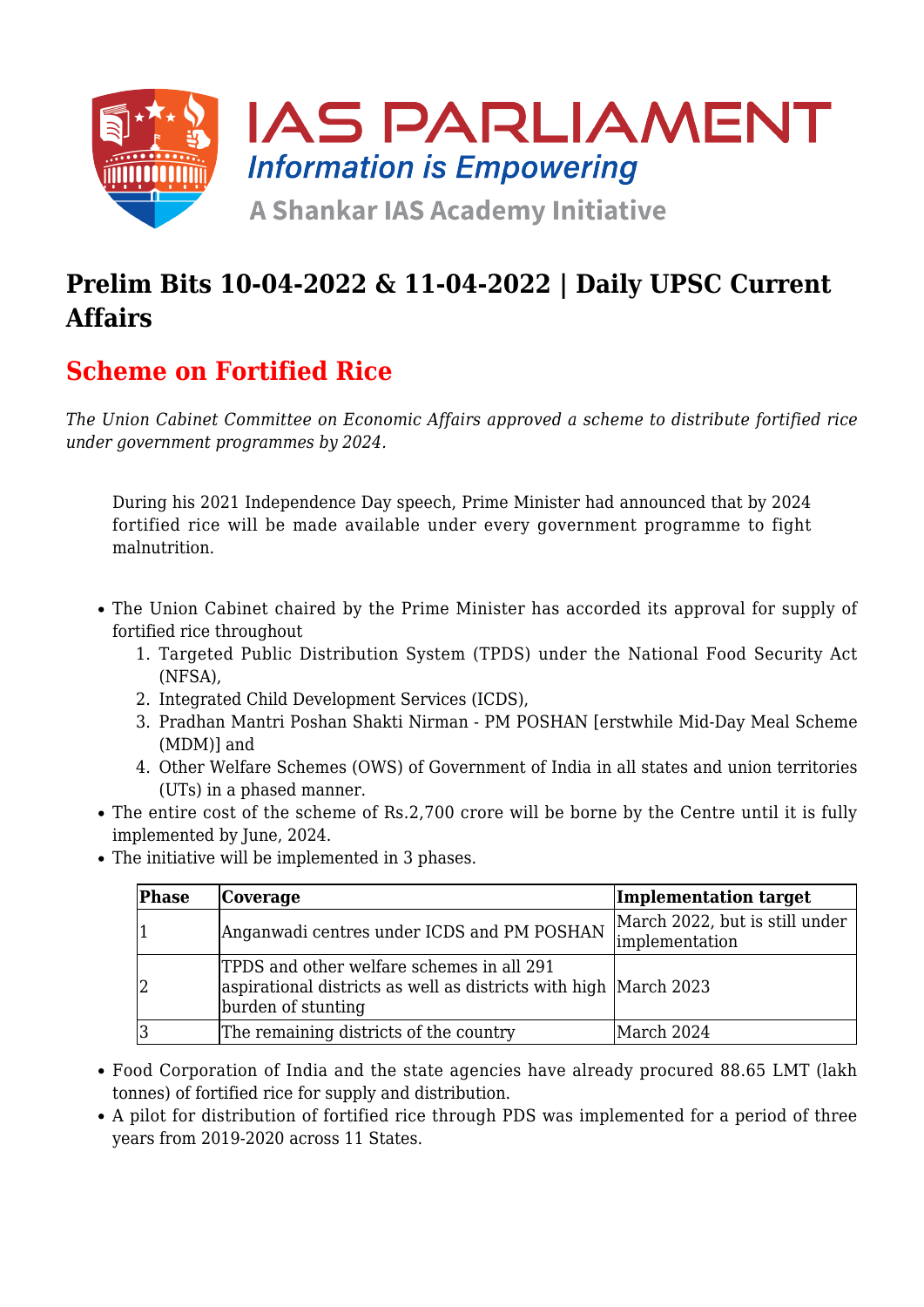# Prelim Bits 10-04-2022 & 11-04-2022 | Daily UPSC Current Affairs

## Scheme on Fortified Rice

*The Union Cabinet Committee on Economic Affairs approved a scheme to distribute fortified rice under government programmes by 2024.*

> During his 2021 Independence Day speech, Prime Minister had announced that by 2024 fortified rice will be made available under every government programme to fight malnutrition.

- The Union Cabinet chaired by the Prime Minister has accorded its approval for supply of fortified rice throughout
  1. Targeted Public Distribution System (TPDS) under the National Food Security Act (NFSA),
  2. Integrated Child Development Services (ICDS),
  3. Pradhan Mantri Poshan Shakti Nirman - PM POSHAN [erstwhile Mid-Day Meal Scheme (MDM)] and
  4. Other Welfare Schemes (OWS) of Government of India in all states and union territories (UTs) in a phased manner.
- The entire cost of the scheme of Rs.2,700 crore will be borne by the Centre until it is fully implemented by June, 2024.
- The initiative will be implemented in 3 phases.

| Phase | Coverage | Implementation target |
|---|---|---|
| 1 | Anganwadi centres under ICDS and PM POSHAN | March 2022, but is still under implementation |
| 2 | TPDS and other welfare schemes in all 291 aspirational districts as well as districts with high burden of stunting | March 2023 |
| 3 | The remaining districts of the country | March 2024 |

- Food Corporation of India and the state agencies have already procured 88.65 LMT (lakh tonnes) of fortified rice for supply and distribution.
- A pilot for distribution of fortified rice through PDS was implemented for a period of three years from 2019-2020 across 11 States.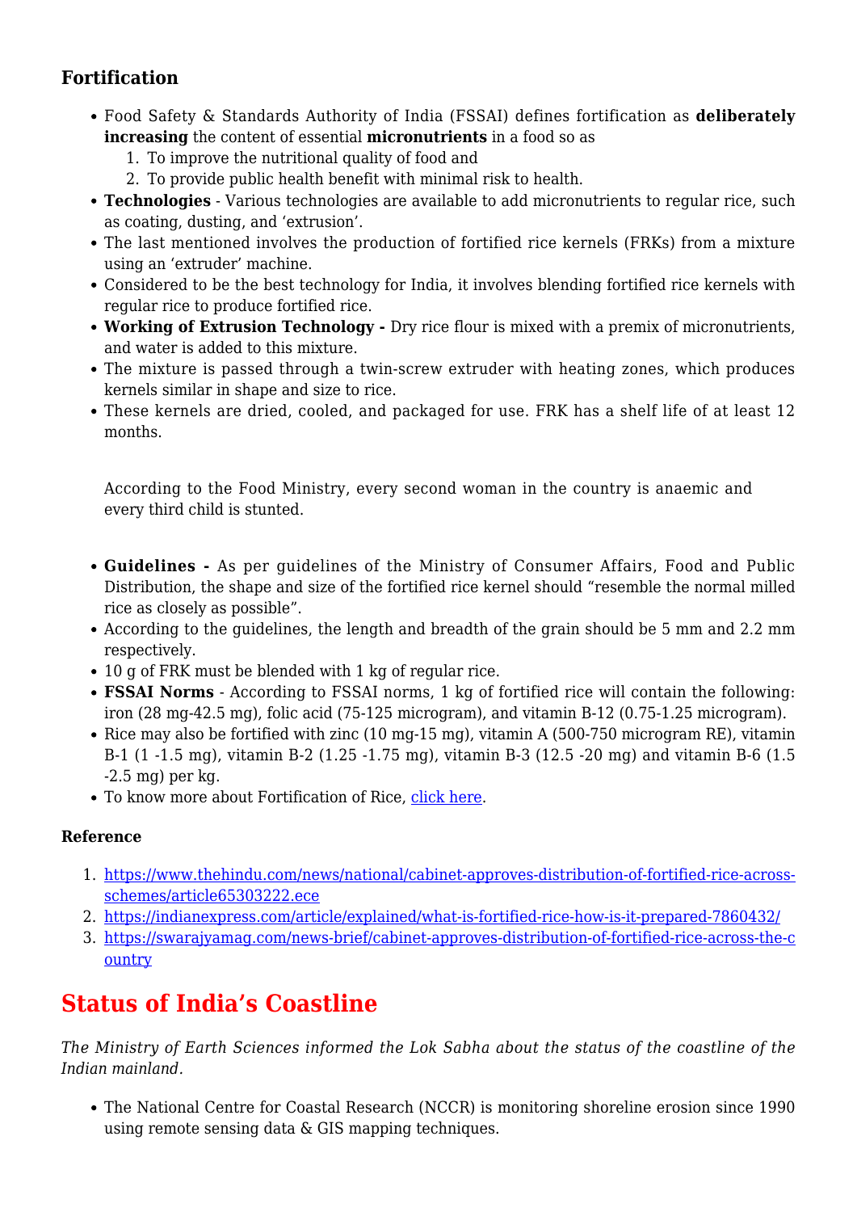### Fortification

- Food Safety & Standards Authority of India (FSSAI) defines fortification as **deliberately increasing** the content of essential **micronutrients** in a food so as
  1. To improve the nutritional quality of food and
  2. To provide public health benefit with minimal risk to health.
- **Technologies** - Various technologies are available to add micronutrients to regular rice, such as coating, dusting, and 'extrusion'.
- The last mentioned involves the production of fortified rice kernels (FRKs) from a mixture using an 'extruder' machine.
- Considered to be the best technology for India, it involves blending fortified rice kernels with regular rice to produce fortified rice.
- **Working of Extrusion Technology -** Dry rice flour is mixed with a premix of micronutrients, and water is added to this mixture.
- The mixture is passed through a twin-screw extruder with heating zones, which produces kernels similar in shape and size to rice.
- These kernels are dried, cooled, and packaged for use. FRK has a shelf life of at least 12 months.

According to the Food Ministry, every second woman in the country is anaemic and every third child is stunted.

- **Guidelines -** As per guidelines of the Ministry of Consumer Affairs, Food and Public Distribution, the shape and size of the fortified rice kernel should "resemble the normal milled rice as closely as possible".
- According to the guidelines, the length and breadth of the grain should be 5 mm and 2.2 mm respectively.
- 10 g of FRK must be blended with 1 kg of regular rice.
- **FSSAI Norms** - According to FSSAI norms, 1 kg of fortified rice will contain the following: iron (28 mg-42.5 mg), folic acid (75-125 microgram), and vitamin B-12 (0.75-1.25 microgram).
- Rice may also be fortified with zinc (10 mg-15 mg), vitamin A (500-750 microgram RE), vitamin B-1 (1 -1.5 mg), vitamin B-2 (1.25 -1.75 mg), vitamin B-3 (12.5 -20 mg) and vitamin B-6 (1.5 -2.5 mg) per kg.
- To know more about Fortification of Rice, click here.

**Reference**

1. https://www.thehindu.com/news/national/cabinet-approves-distribution-of-fortified-rice-across-schemes/article65303222.ece
2. https://indianexpress.com/article/explained/what-is-fortified-rice-how-is-it-prepared-7860432/
3. https://swarajyamag.com/news-brief/cabinet-approves-distribution-of-fortified-rice-across-the-country

## Status of India's Coastline

*The Ministry of Earth Sciences informed the Lok Sabha about the status of the coastline of the Indian mainland.*

- The National Centre for Coastal Research (NCCR) is monitoring shoreline erosion since 1990 using remote sensing data & GIS mapping techniques.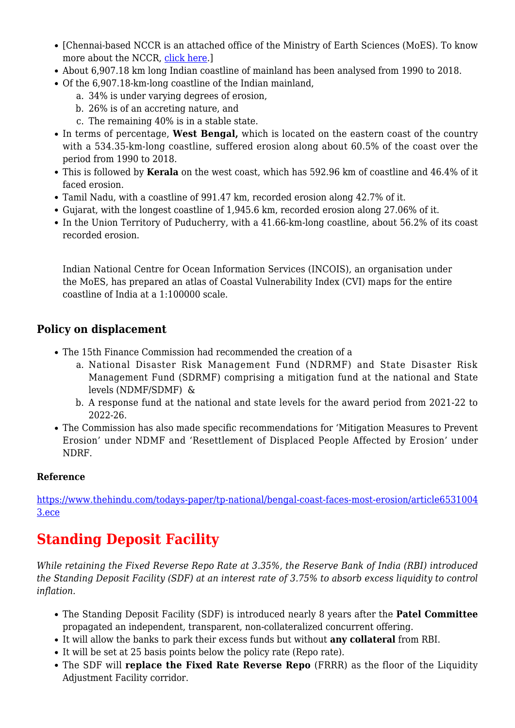- [Chennai-based NCCR is an attached office of the Ministry of Earth Sciences (MoES). To know more about the NCCR, [click here](#).]
- About 6,907.18 km long Indian coastline of mainland has been analysed from 1990 to 2018.
- Of the 6,907.18-km-long coastline of the Indian mainland,
    a. 34% is under varying degrees of erosion,
    b. 26% is of an accreting nature, and
    c. The remaining 40% is in a stable state.
- In terms of percentage, **West Bengal,** which is located on the eastern coast of the country with a 534.35-km-long coastline, suffered erosion along about 60.5% of the coast over the period from 1990 to 2018.
- This is followed by **Kerala** on the west coast, which has 592.96 km of coastline and 46.4% of it faced erosion.
- Tamil Nadu, with a coastline of 991.47 km, recorded erosion along 42.7% of it.
- Gujarat, with the longest coastline of 1,945.6 km, recorded erosion along 27.06% of it.
- In the Union Territory of Puducherry, with a 41.66-km-long coastline, about 56.2% of its coast recorded erosion.

Indian National Centre for Ocean Information Services (INCOIS), an organisation under the MoES, has prepared an atlas of Coastal Vulnerability Index (CVI) maps for the entire coastline of India at a 1:100000 scale.

### Policy on displacement

- The 15th Finance Commission had recommended the creation of a
    a. National Disaster Risk Management Fund (NDRMF) and State Disaster Risk Management Fund (SDRMF) comprising a mitigation fund at the national and State levels (NDMF/SDMF) &
    b. A response fund at the national and state levels for the award period from 2021-22 to 2022-26.
- The Commission has also made specific recommendations for 'Mitigation Measures to Prevent Erosion' under NDMF and 'Resettlement of Displaced People Affected by Erosion' under NDRF.

**Reference**

https://www.thehindu.com/todays-paper/tp-national/bengal-coast-faces-most-erosion/article65310043.ece

## Standing Deposit Facility

*While retaining the Fixed Reverse Repo Rate at 3.35%, the Reserve Bank of India (RBI) introduced the Standing Deposit Facility (SDF) at an interest rate of 3.75% to absorb excess liquidity to control inflation.*

- The Standing Deposit Facility (SDF) is introduced nearly 8 years after the **Patel Committee** propagated an independent, transparent, non-collateralized concurrent offering.
- It will allow the banks to park their excess funds but without **any collateral** from RBI.
- It will be set at 25 basis points below the policy rate (Repo rate).
- The SDF will **replace the Fixed Rate Reverse Repo** (FRRR) as the floor of the Liquidity Adjustment Facility corridor.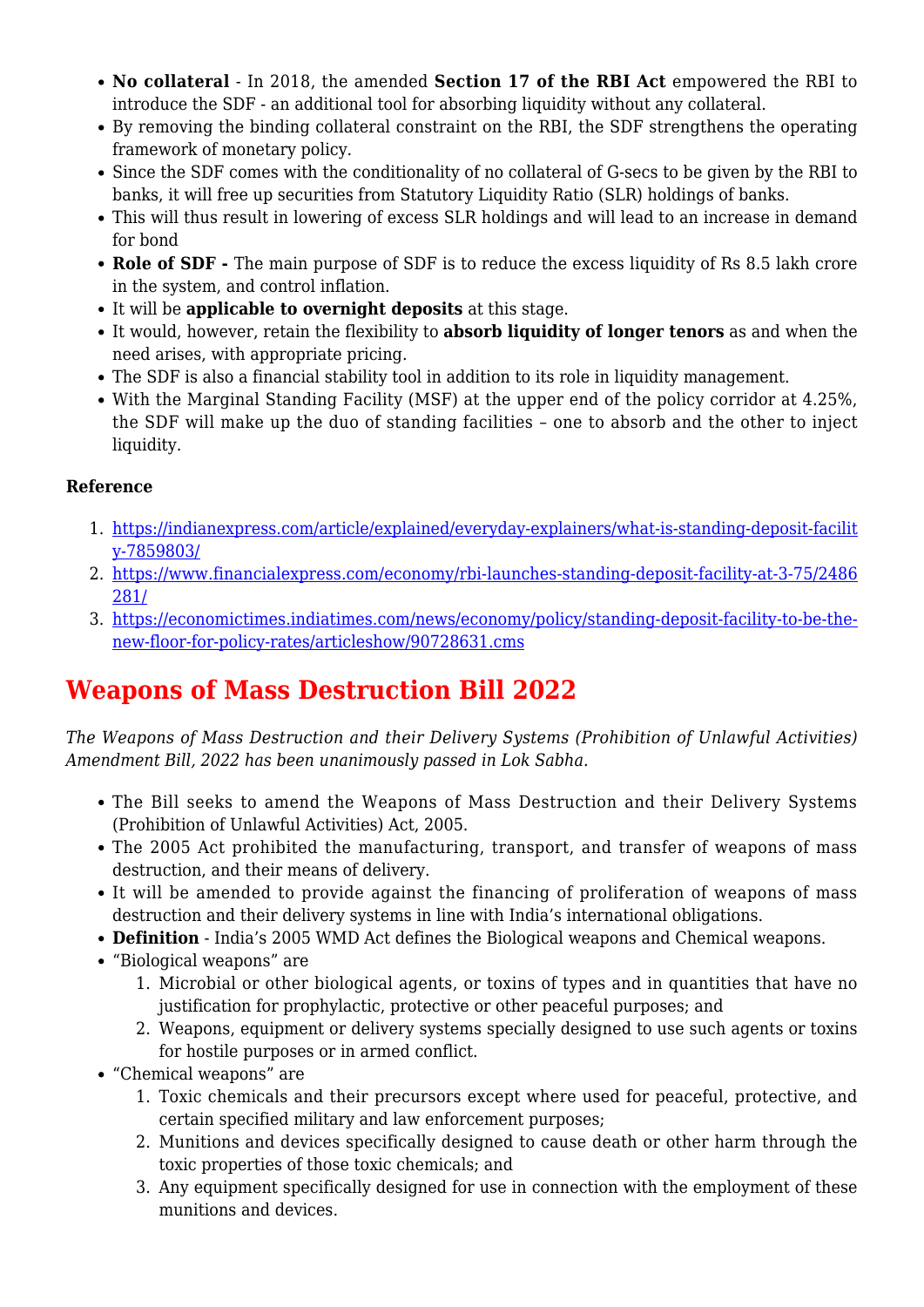- **No collateral** - In 2018, the amended **Section 17 of the RBI Act** empowered the RBI to introduce the SDF - an additional tool for absorbing liquidity without any collateral.
- By removing the binding collateral constraint on the RBI, the SDF strengthens the operating framework of monetary policy.
- Since the SDF comes with the conditionality of no collateral of G-secs to be given by the RBI to banks, it will free up securities from Statutory Liquidity Ratio (SLR) holdings of banks.
- This will thus result in lowering of excess SLR holdings and will lead to an increase in demand for bond
- **Role of SDF -** The main purpose of SDF is to reduce the excess liquidity of Rs 8.5 lakh crore in the system, and control inflation.
- It will be **applicable to overnight deposits** at this stage.
- It would, however, retain the flexibility to **absorb liquidity of longer tenors** as and when the need arises, with appropriate pricing.
- The SDF is also a financial stability tool in addition to its role in liquidity management.
- With the Marginal Standing Facility (MSF) at the upper end of the policy corridor at 4.25%, the SDF will make up the duo of standing facilities – one to absorb and the other to inject liquidity.

**Reference**

1. https://indianexpress.com/article/explained/everyday-explainers/what-is-standing-deposit-facility-7859803/
2. https://www.financialexpress.com/economy/rbi-launches-standing-deposit-facility-at-3-75/2486281/
3. https://economictimes.indiatimes.com/news/economy/policy/standing-deposit-facility-to-be-the-new-floor-for-policy-rates/articleshow/90728631.cms

# Weapons of Mass Destruction Bill 2022

*The Weapons of Mass Destruction and their Delivery Systems (Prohibition of Unlawful Activities) Amendment Bill, 2022 has been unanimously passed in Lok Sabha.*

- The Bill seeks to amend the Weapons of Mass Destruction and their Delivery Systems (Prohibition of Unlawful Activities) Act, 2005.
- The 2005 Act prohibited the manufacturing, transport, and transfer of weapons of mass destruction, and their means of delivery.
- It will be amended to provide against the financing of proliferation of weapons of mass destruction and their delivery systems in line with India's international obligations.
- **Definition** - India's 2005 WMD Act defines the Biological weapons and Chemical weapons.
- "Biological weapons" are
    1. Microbial or other biological agents, or toxins of types and in quantities that have no justification for prophylactic, protective or other peaceful purposes; and
    2. Weapons, equipment or delivery systems specially designed to use such agents or toxins for hostile purposes or in armed conflict.
- "Chemical weapons" are
    1. Toxic chemicals and their precursors except where used for peaceful, protective, and certain specified military and law enforcement purposes;
    2. Munitions and devices specifically designed to cause death or other harm through the toxic properties of those toxic chemicals; and
    3. Any equipment specifically designed for use in connection with the employment of these munitions and devices.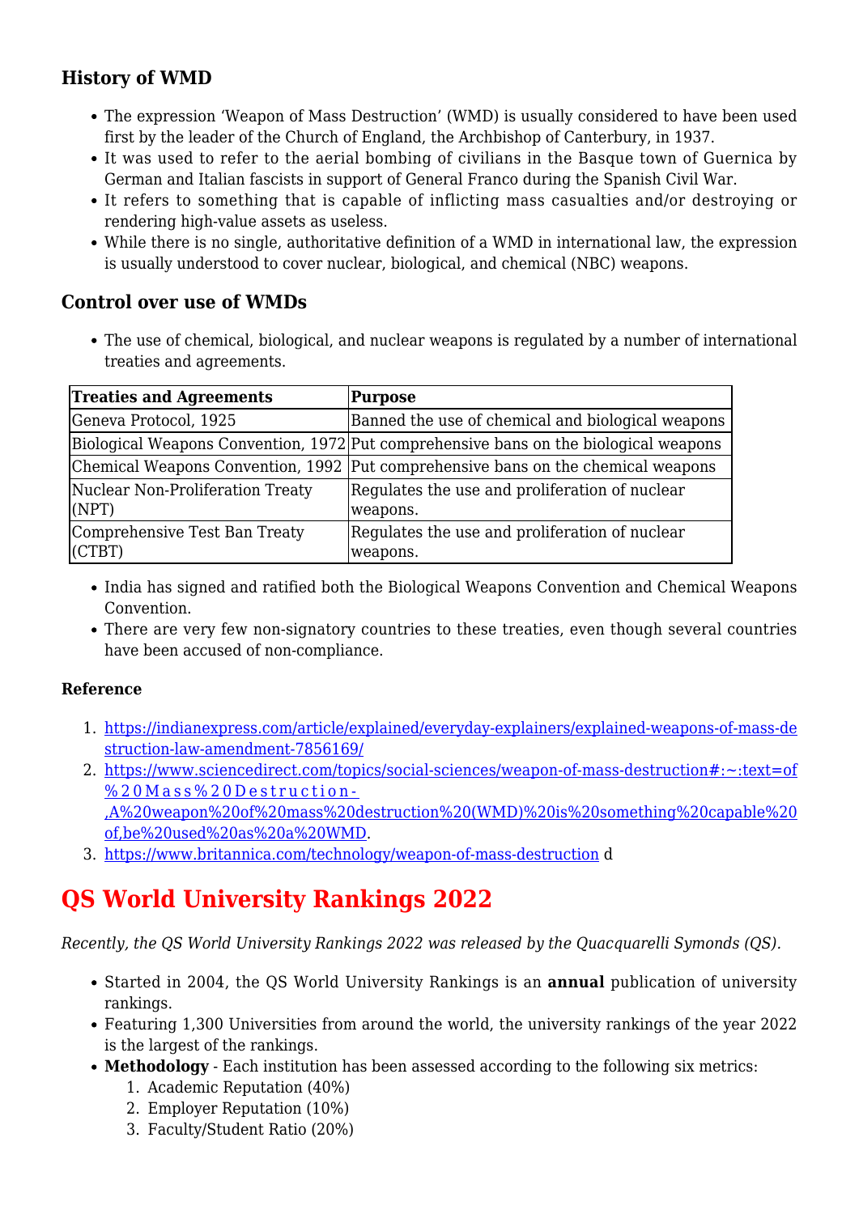### History of WMD

- The expression 'Weapon of Mass Destruction' (WMD) is usually considered to have been used first by the leader of the Church of England, the Archbishop of Canterbury, in 1937.
- It was used to refer to the aerial bombing of civilians in the Basque town of Guernica by German and Italian fascists in support of General Franco during the Spanish Civil War.
- It refers to something that is capable of inflicting mass casualties and/or destroying or rendering high-value assets as useless.
- While there is no single, authoritative definition of a WMD in international law, the expression is usually understood to cover nuclear, biological, and chemical (NBC) weapons.

### Control over use of WMDs

- The use of chemical, biological, and nuclear weapons is regulated by a number of international treaties and agreements.

| Treaties and Agreements | Purpose |
|---|---|
| Geneva Protocol, 1925 | Banned the use of chemical and biological weapons |
| Biological Weapons Convention, 1972 | Put comprehensive bans on the biological weapons |
| Chemical Weapons Convention, 1992 | Put comprehensive bans on the chemical weapons |
| Nuclear Non-Proliferation Treaty (NPT) | Regulates the use and proliferation of nuclear weapons. |
| Comprehensive Test Ban Treaty (CTBT) | Regulates the use and proliferation of nuclear weapons. |

- India has signed and ratified both the Biological Weapons Convention and Chemical Weapons Convention.
- There are very few non-signatory countries to these treaties, even though several countries have been accused of non-compliance.

**Reference**

1. https://indianexpress.com/article/explained/everyday-explainers/explained-weapons-of-mass-destruction-law-amendment-7856169/
2. https://www.sciencedirect.com/topics/social-sciences/weapon-of-mass-destruction#:~:text=of%20Mass%20Destruction-,A%20weapon%20of%20mass%20destruction%20(WMD)%20is%20something%20capable%20of,be%20used%20as%20a%20WMD.
3. https://www.britannica.com/technology/weapon-of-mass-destruction d

# QS World University Rankings 2022

*Recently, the QS World University Rankings 2022 was released by the Quacquarelli Symonds (QS).*

- Started in 2004, the QS World University Rankings is an **annual** publication of university rankings.
- Featuring 1,300 Universities from around the world, the university rankings of the year 2022 is the largest of the rankings.
- **Methodology** - Each institution has been assessed according to the following six metrics:
  1. Academic Reputation (40%)
  2. Employer Reputation (10%)
  3. Faculty/Student Ratio (20%)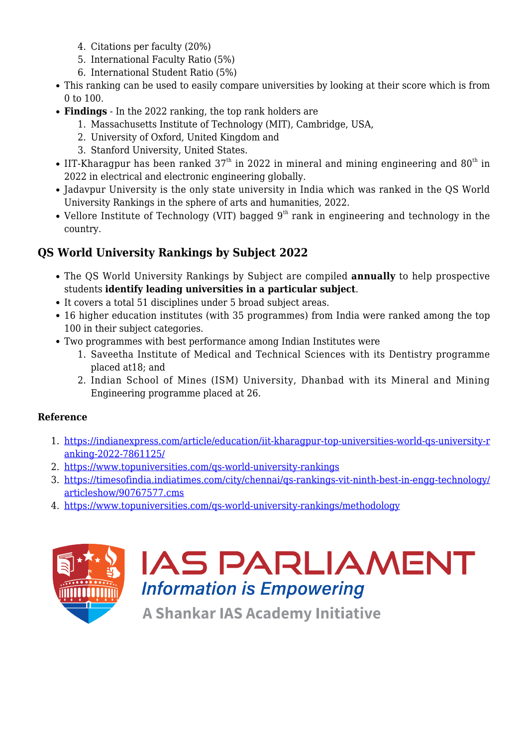4. Citations per faculty (20%)
5. International Faculty Ratio (5%)
6. International Student Ratio (5%)

- This ranking can be used to easily compare universities by looking at their score which is from 0 to 100.
- **Findings** - In the 2022 ranking, the top rank holders are
  1. Massachusetts Institute of Technology (MIT), Cambridge, USA,
  2. University of Oxford, United Kingdom and
  3. Stanford University, United States.
- IIT-Kharagpur has been ranked 37$^{th}$ in 2022 in mineral and mining engineering and 80$^{th}$ in 2022 in electrical and electronic engineering globally.
- Jadavpur University is the only state university in India which was ranked in the QS World University Rankings in the sphere of arts and humanities, 2022.
- Vellore Institute of Technology (VIT) bagged 9$^{th}$ rank in engineering and technology in the country.

## QS World University Rankings by Subject 2022

- The QS World University Rankings by Subject are compiled **annually** to help prospective students **identify leading universities in a particular subject**.
- It covers a total 51 disciplines under 5 broad subject areas.
- 16 higher education institutes (with 35 programmes) from India were ranked among the top 100 in their subject categories.
- Two programmes with best performance among Indian Institutes were
  1. Saveetha Institute of Medical and Technical Sciences with its Dentistry programme placed at18; and
  2. Indian School of Mines (ISM) University, Dhanbad with its Mineral and Mining Engineering programme placed at 26.

**Reference**

1. https://indianexpress.com/article/education/iit-kharagpur-top-universities-world-qs-university-ranking-2022-7861125/
2. https://www.topuniversities.com/qs-world-university-rankings
3. https://timesofindia.indiatimes.com/city/chennai/qs-rankings-vit-ninth-best-in-engg-technology/articleshow/90767577.cms
4. https://www.topuniversities.com/qs-world-university-rankings/methodology